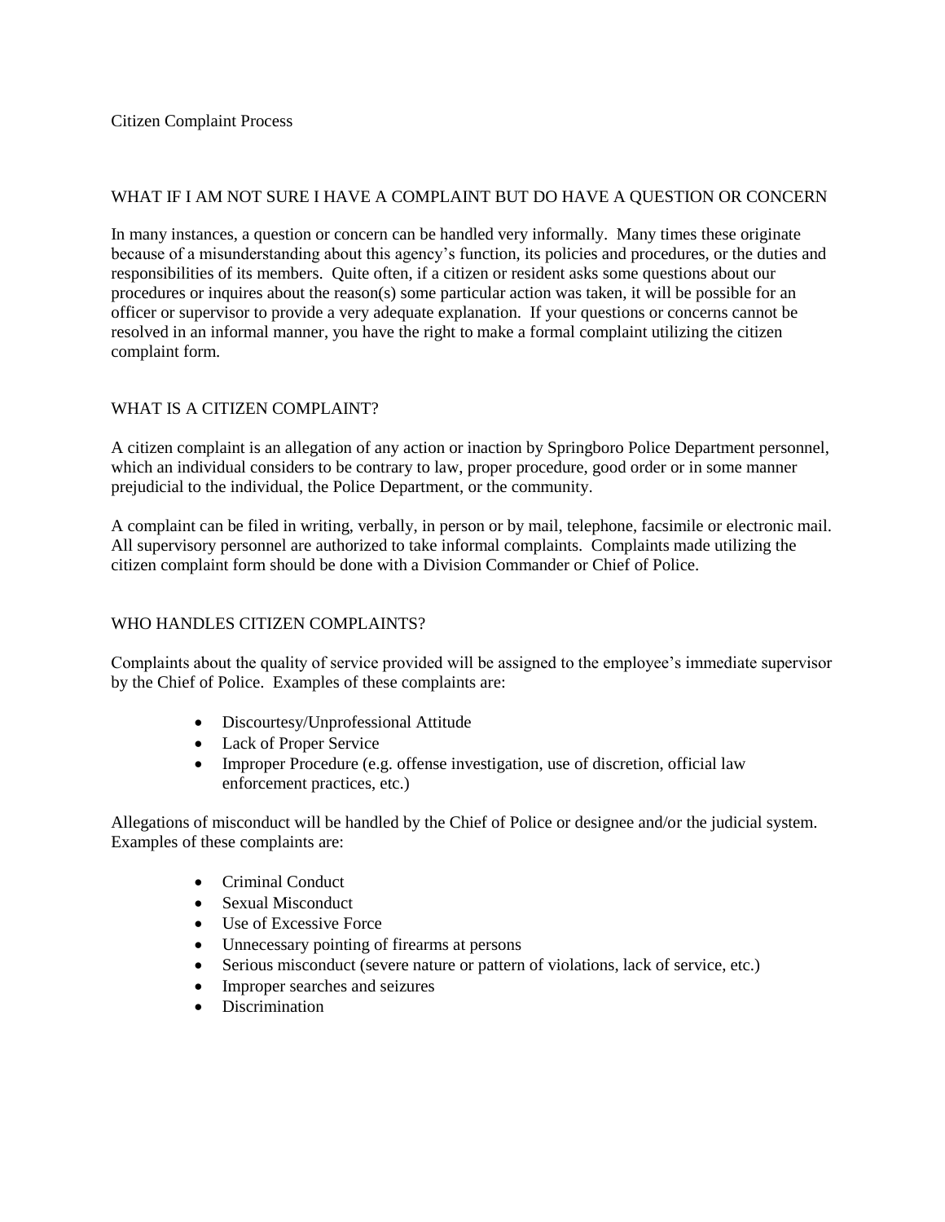# Citizen Complaint Process

## WHAT IF I AM NOT SURE I HAVE A COMPLAINT BUT DO HAVE A QUESTION OR CONCERN

In many instances, a question or concern can be handled very informally. Many times these originate because of a misunderstanding about this agency's function, its policies and procedures, or the duties and responsibilities of its members. Quite often, if a citizen or resident asks some questions about our procedures or inquires about the reason(s) some particular action was taken, it will be possible for an officer or supervisor to provide a very adequate explanation. If your questions or concerns cannot be resolved in an informal manner, you have the right to make a formal complaint utilizing the citizen complaint form.

## WHAT IS A CITIZEN COMPLAINT?

A citizen complaint is an allegation of any action or inaction by Springboro Police Department personnel, which an individual considers to be contrary to law, proper procedure, good order or in some manner prejudicial to the individual, the Police Department, or the community.

A complaint can be filed in writing, verbally, in person or by mail, telephone, facsimile or electronic mail. All supervisory personnel are authorized to take informal complaints. Complaints made utilizing the citizen complaint form should be done with a Division Commander or Chief of Police.

## WHO HANDLES CITIZEN COMPLAINTS?

Complaints about the quality of service provided will be assigned to the employee's immediate supervisor by the Chief of Police. Examples of these complaints are:

- Discourtesy/Unprofessional Attitude
- Lack of Proper Service
- Improper Procedure (e.g. offense investigation, use of discretion, official law enforcement practices, etc.)

Allegations of misconduct will be handled by the Chief of Police or designee and/or the judicial system. Examples of these complaints are:

- Criminal Conduct
- Sexual Misconduct
- Use of Excessive Force
- Unnecessary pointing of firearms at persons
- Serious misconduct (severe nature or pattern of violations, lack of service, etc.)
- Improper searches and seizures
- Discrimination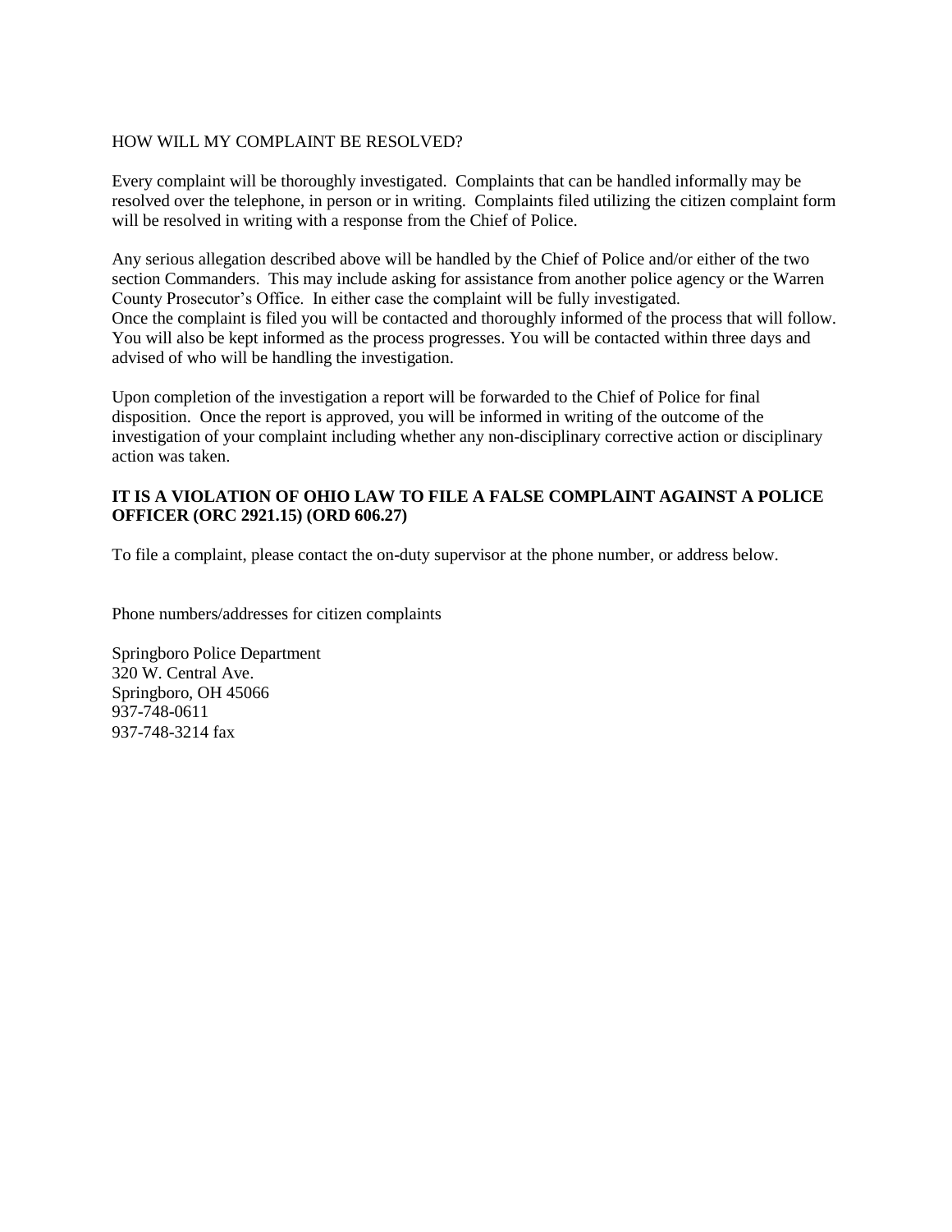## HOW WILL MY COMPLAINT BE RESOLVED?

Every complaint will be thoroughly investigated. Complaints that can be handled informally may be resolved over the telephone, in person or in writing. Complaints filed utilizing the citizen complaint form will be resolved in writing with a response from the Chief of Police.

Any serious allegation described above will be handled by the Chief of Police and/or either of the two section Commanders. This may include asking for assistance from another police agency or the Warren County Prosecutor's Office. In either case the complaint will be fully investigated.
Once the complaint is filed you will be contacted and thoroughly informed of the process that will follow. You will also be kept informed as the process progresses. You will be contacted within three days and advised of who will be handling the investigation.

Upon completion of the investigation a report will be forwarded to the Chief of Police for final disposition. Once the report is approved, you will be informed in writing of the outcome of the investigation of your complaint including whether any non-disciplinary corrective action or disciplinary action was taken.

**IT IS A VIOLATION OF OHIO LAW TO FILE A FALSE COMPLAINT AGAINST A POLICE OFFICER (ORC 2921.15) (ORD 606.27)**

To file a complaint, please contact the on-duty supervisor at the phone number, or address below.

Phone numbers/addresses for citizen complaints

Springboro Police Department
320 W. Central Ave.
Springboro, OH 45066
937-748-0611
937-748-3214 fax